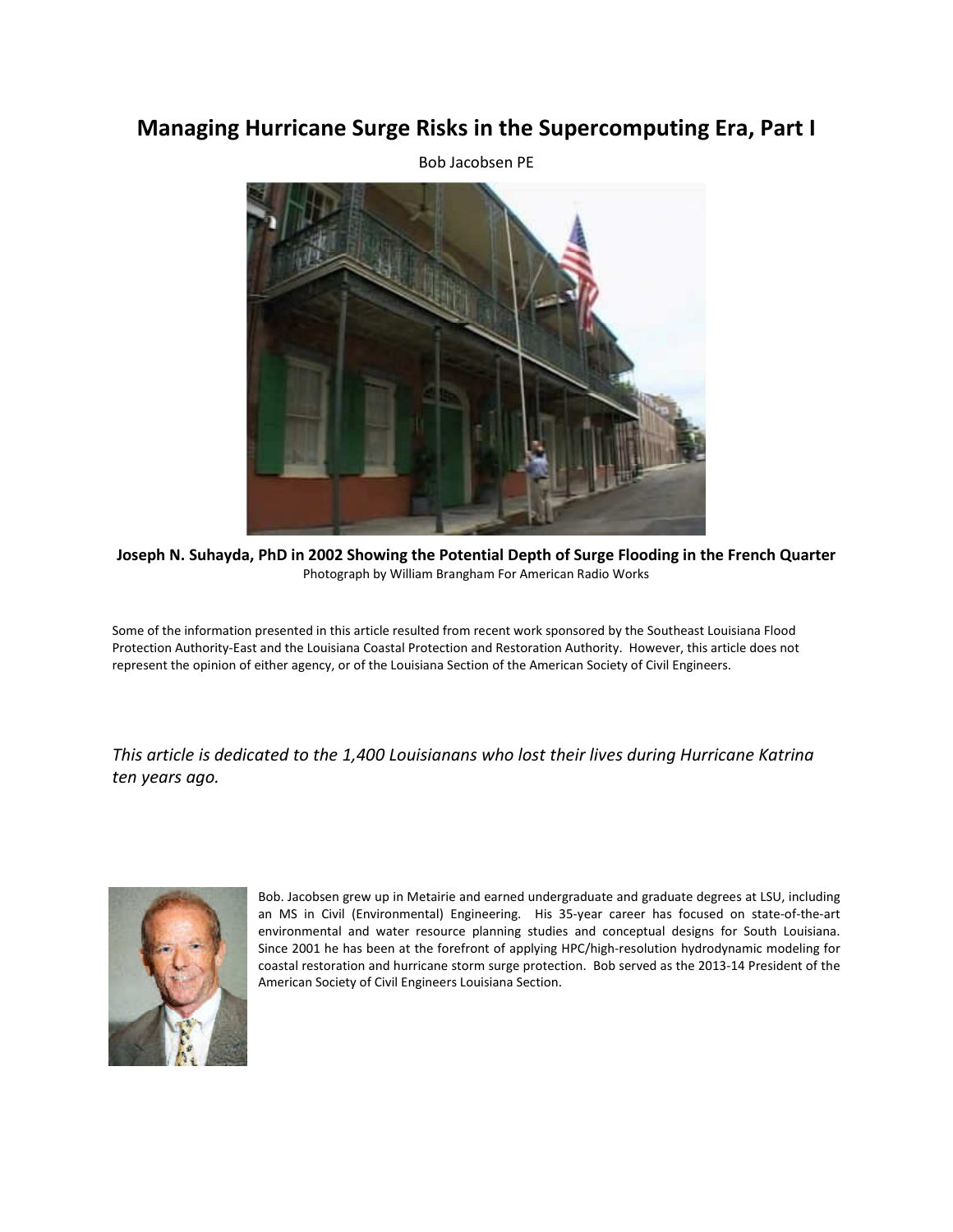# Managing Hurricane Surge Risks in the Supercomputing Era, Part I

Bob Jacobsen PE

**Joseph N. Suhayda, PhD in 2002 Showing the Potential Depth of Surge Flooding in the French Quarter**

Photograph by William Brangham For American Radio Works

Some of the information presented in this article resulted from recent work sponsored by the Southeast Louisiana Flood Protection Authority-East and the Louisiana Coastal Protection and Restoration Authority. However, this article does not represent the opinion of either agency, or of the Louisiana Section of the American Society of Civil Engineers.

*This article is dedicated to the 1,400 Louisianans who lost their lives during Hurricane Katrina ten years ago.*

Bob. Jacobsen grew up in Metairie and earned undergraduate and graduate degrees at LSU, including an MS in Civil (Environmental) Engineering. His 35-year career has focused on state-of-the-art environmental and water resource planning studies and conceptual designs for South Louisiana. Since 2001 he has been at the forefront of applying HPC/high-resolution hydrodynamic modeling for coastal restoration and hurricane storm surge protection. Bob served as the 2013-14 President of the American Society of Civil Engineers Louisiana Section.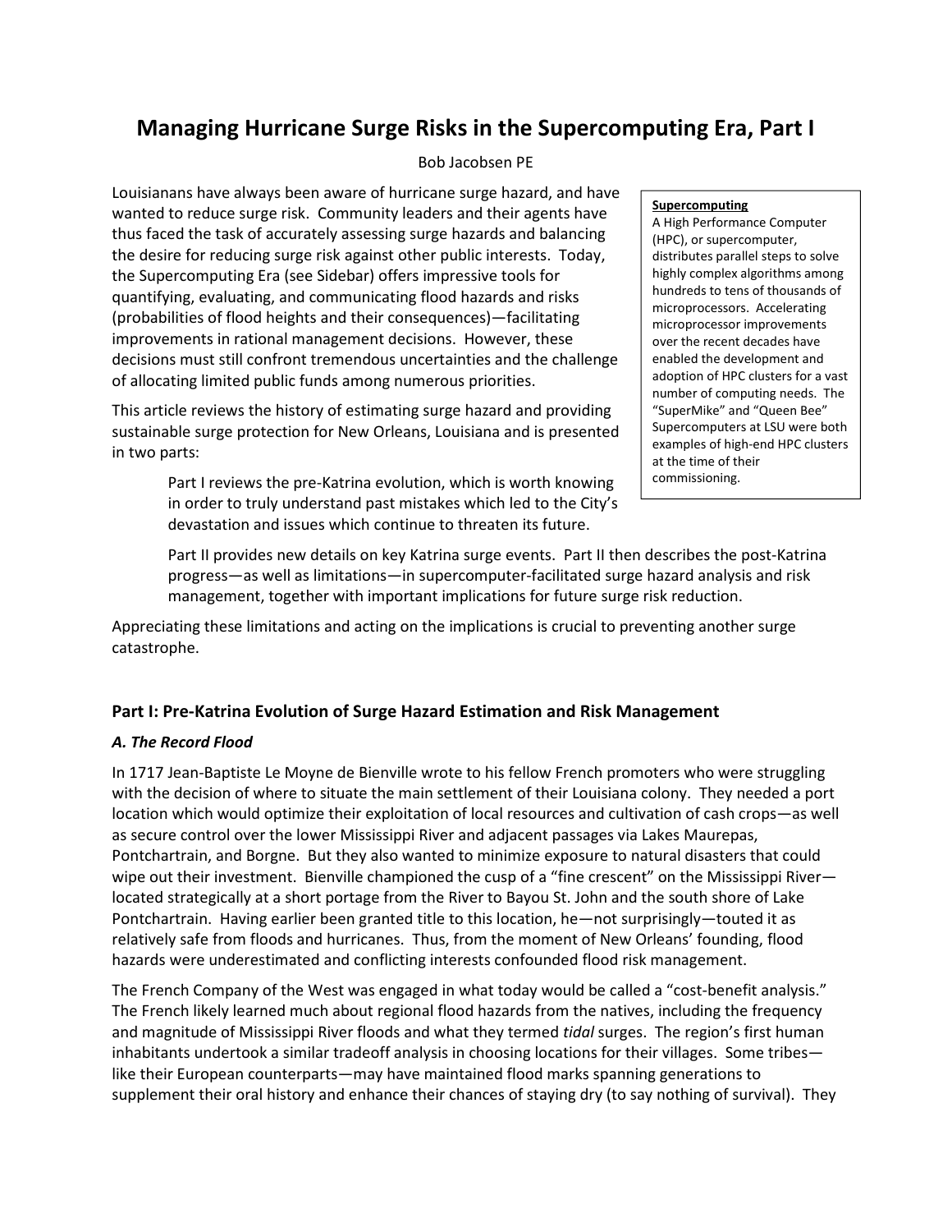# Managing Hurricane Surge Risks in the Supercomputing Era, Part I

Bob Jacobsen PE

Louisianans have always been aware of hurricane surge hazard, and have wanted to reduce surge risk. Community leaders and their agents have thus faced the task of accurately assessing surge hazards and balancing the desire for reducing surge risk against other public interests. Today, the Supercomputing Era (see Sidebar) offers impressive tools for quantifying, evaluating, and communicating flood hazards and risks (probabilities of flood heights and their consequences)—facilitating improvements in rational management decisions. However, these decisions must still confront tremendous uncertainties and the challenge of allocating limited public funds among numerous priorities.

> **Supercomputing**
>
> A High Performance Computer (HPC), or supercomputer, distributes parallel steps to solve highly complex algorithms among hundreds to tens of thousands of microprocessors. Accelerating microprocessor improvements over the recent decades have enabled the development and adoption of HPC clusters for a vast number of computing needs. The "SuperMike" and "Queen Bee" Supercomputers at LSU were both examples of high-end HPC clusters at the time of their commissioning.

This article reviews the history of estimating surge hazard and providing sustainable surge protection for New Orleans, Louisiana and is presented in two parts:

> Part I reviews the pre-Katrina evolution, which is worth knowing in order to truly understand past mistakes which led to the City's devastation and issues which continue to threaten its future.
>
> Part II provides new details on key Katrina surge events. Part II then describes the post-Katrina progress—as well as limitations—in supercomputer-facilitated surge hazard analysis and risk management, together with important implications for future surge risk reduction.

Appreciating these limitations and acting on the implications is crucial to preventing another surge catastrophe.

## Part I: Pre-Katrina Evolution of Surge Hazard Estimation and Risk Management

### *A. The Record Flood*

In 1717 Jean-Baptiste Le Moyne de Bienville wrote to his fellow French promoters who were struggling with the decision of where to situate the main settlement of their Louisiana colony. They needed a port location which would optimize their exploitation of local resources and cultivation of cash crops—as well as secure control over the lower Mississippi River and adjacent passages via Lakes Maurepas, Pontchartrain, and Borgne. But they also wanted to minimize exposure to natural disasters that could wipe out their investment. Bienville championed the cusp of a "fine crescent" on the Mississippi River—located strategically at a short portage from the River to Bayou St. John and the south shore of Lake Pontchartrain. Having earlier been granted title to this location, he—not surprisingly—touted it as relatively safe from floods and hurricanes. Thus, from the moment of New Orleans' founding, flood hazards were underestimated and conflicting interests confounded flood risk management.

The French Company of the West was engaged in what today would be called a "cost-benefit analysis." The French likely learned much about regional flood hazards from the natives, including the frequency and magnitude of Mississippi River floods and what they termed *tidal* surges. The region's first human inhabitants undertook a similar tradeoff analysis in choosing locations for their villages. Some tribes—like their European counterparts—may have maintained flood marks spanning generations to supplement their oral history and enhance their chances of staying dry (to say nothing of survival). They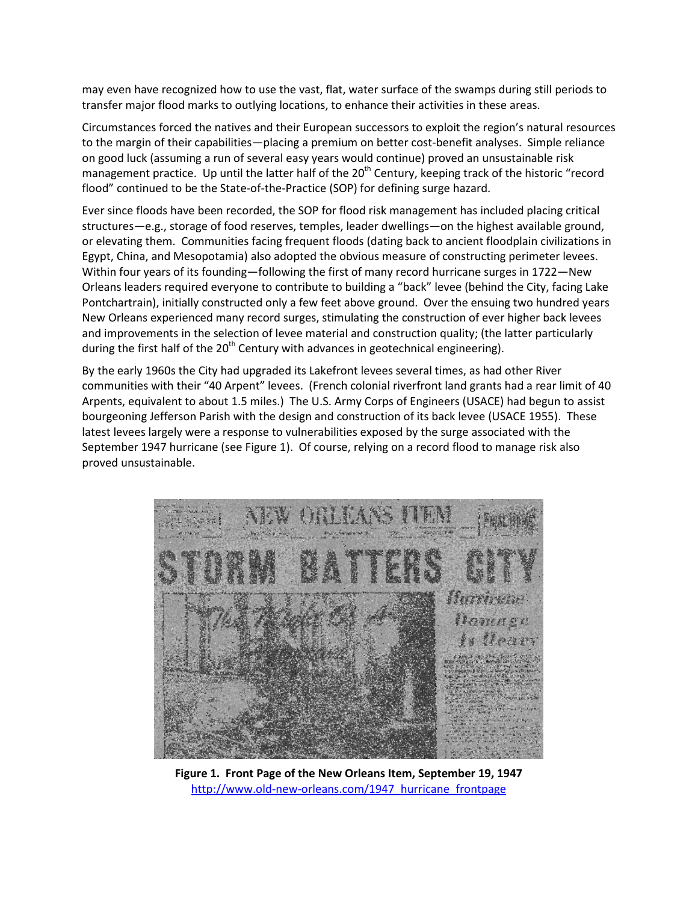may even have recognized how to use the vast, flat, water surface of the swamps during still periods to transfer major flood marks to outlying locations, to enhance their activities in these areas.

Circumstances forced the natives and their European successors to exploit the region's natural resources to the margin of their capabilities—placing a premium on better cost-benefit analyses. Simple reliance on good luck (assuming a run of several easy years would continue) proved an unsustainable risk management practice. Up until the latter half of the 20th Century, keeping track of the historic "record flood" continued to be the State-of-the-Practice (SOP) for defining surge hazard.

Ever since floods have been recorded, the SOP for flood risk management has included placing critical structures—e.g., storage of food reserves, temples, leader dwellings—on the highest available ground, or elevating them. Communities facing frequent floods (dating back to ancient floodplain civilizations in Egypt, China, and Mesopotamia) also adopted the obvious measure of constructing perimeter levees. Within four years of its founding—following the first of many record hurricane surges in 1722—New Orleans leaders required everyone to contribute to building a "back" levee (behind the City, facing Lake Pontchartrain), initially constructed only a few feet above ground. Over the ensuing two hundred years New Orleans experienced many record surges, stimulating the construction of ever higher back levees and improvements in the selection of levee material and construction quality; (the latter particularly during the first half of the 20th Century with advances in geotechnical engineering).

By the early 1960s the City had upgraded its Lakefront levees several times, as had other River communities with their "40 Arpent" levees. (French colonial riverfront land grants had a rear limit of 40 Arpents, equivalent to about 1.5 miles.) The U.S. Army Corps of Engineers (USACE) had begun to assist bourgeoning Jefferson Parish with the design and construction of its back levee (USACE 1955). These latest levees largely were a response to vulnerabilities exposed by the surge associated with the September 1947 hurricane (see Figure 1). Of course, relying on a record flood to manage risk also proved unsustainable.

**Figure 1. Front Page of the New Orleans Item, September 19, 1947**
http://www.old-new-orleans.com/1947_hurricane_frontpage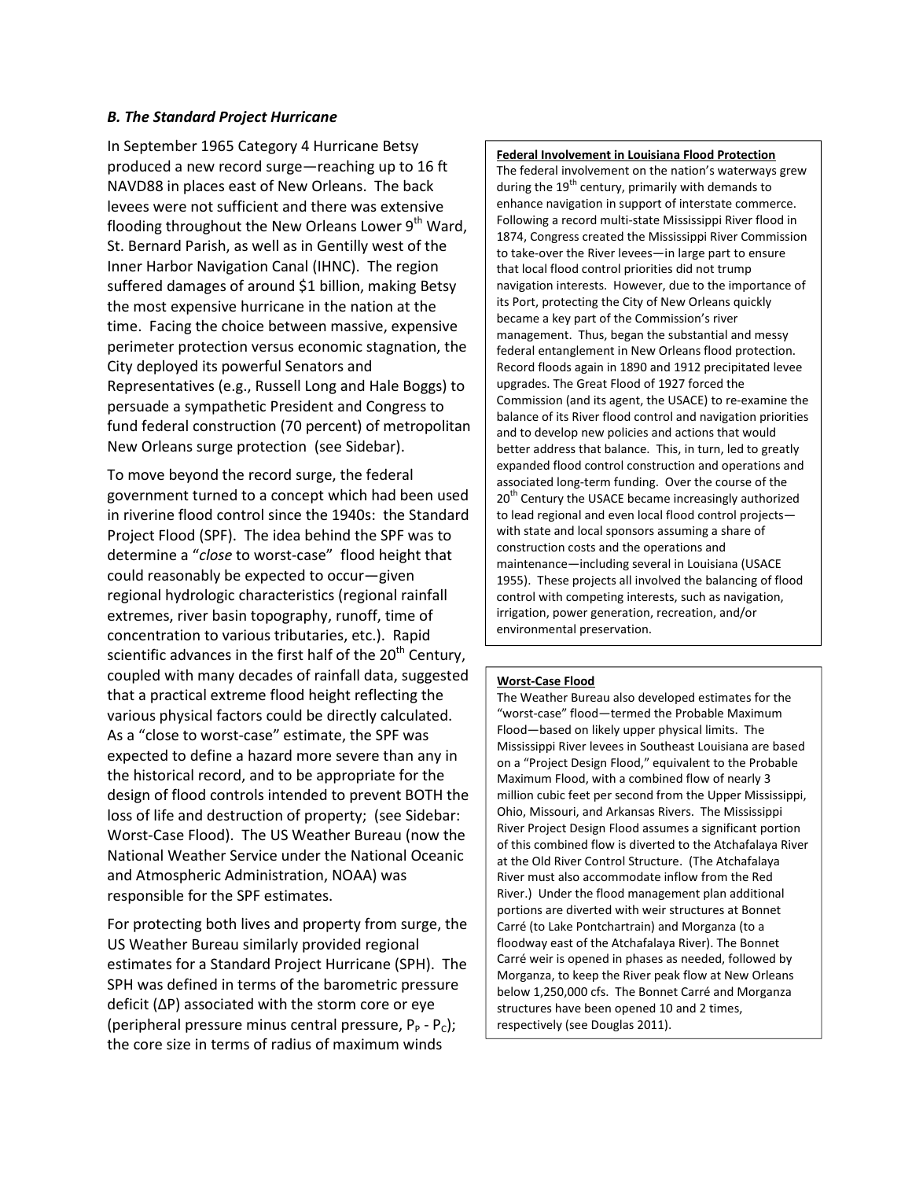### *B. The Standard Project Hurricane*

In September 1965 Category 4 Hurricane Betsy produced a new record surge—reaching up to 16 ft NAVD88 in places east of New Orleans. The back levees were not sufficient and there was extensive flooding throughout the New Orleans Lower 9th Ward, St. Bernard Parish, as well as in Gentilly west of the Inner Harbor Navigation Canal (IHNC). The region suffered damages of around $1 billion, making Betsy the most expensive hurricane in the nation at the time. Facing the choice between massive, expensive perimeter protection versus economic stagnation, the City deployed its powerful Senators and Representatives (e.g., Russell Long and Hale Boggs) to persuade a sympathetic President and Congress to fund federal construction (70 percent) of metropolitan New Orleans surge protection (see Sidebar).

To move beyond the record surge, the federal government turned to a concept which had been used in riverine flood control since the 1940s: the Standard Project Flood (SPF). The idea behind the SPF was to determine a "*close* to worst-case" flood height that could reasonably be expected to occur—given regional hydrologic characteristics (regional rainfall extremes, river basin topography, runoff, time of concentration to various tributaries, etc.). Rapid scientific advances in the first half of the 20th Century, coupled with many decades of rainfall data, suggested that a practical extreme flood height reflecting the various physical factors could be directly calculated. As a "close to worst-case" estimate, the SPF was expected to define a hazard more severe than any in the historical record, and to be appropriate for the design of flood controls intended to prevent BOTH the loss of life and destruction of property; (see Sidebar: Worst-Case Flood). The US Weather Bureau (now the National Weather Service under the National Oceanic and Atmospheric Administration, NOAA) was responsible for the SPF estimates.

For protecting both lives and property from surge, the US Weather Bureau similarly provided regional estimates for a Standard Project Hurricane (SPH). The SPH was defined in terms of the barometric pressure deficit (ΔP) associated with the storm core or eye (peripheral pressure minus central pressure, $P_P - P_C$); the core size in terms of radius of maximum winds

**Federal Involvement in Louisiana Flood Protection**

The federal involvement on the nation's waterways grew during the 19th century, primarily with demands to enhance navigation in support of interstate commerce. Following a record multi-state Mississippi River flood in 1874, Congress created the Mississippi River Commission to take-over the River levees—in large part to ensure that local flood control priorities did not trump navigation interests. However, due to the importance of its Port, protecting the City of New Orleans quickly became a key part of the Commission's river management. Thus, began the substantial and messy federal entanglement in New Orleans flood protection. Record floods again in 1890 and 1912 precipitated levee upgrades. The Great Flood of 1927 forced the Commission (and its agent, the USACE) to re-examine the balance of its River flood control and navigation priorities and to develop new policies and actions that would better address that balance. This, in turn, led to greatly expanded flood control construction and operations and associated long-term funding. Over the course of the 20th Century the USACE became increasingly authorized to lead regional and even local flood control projects—with state and local sponsors assuming a share of construction costs and the operations and maintenance—including several in Louisiana (USACE 1955). These projects all involved the balancing of flood control with competing interests, such as navigation, irrigation, power generation, recreation, and/or environmental preservation.

**Worst-Case Flood**

The Weather Bureau also developed estimates for the "worst-case" flood—termed the Probable Maximum Flood—based on likely upper physical limits. The Mississippi River levees in Southeast Louisiana are based on a "Project Design Flood," equivalent to the Probable Maximum Flood, with a combined flow of nearly 3 million cubic feet per second from the Upper Mississippi, Ohio, Missouri, and Arkansas Rivers. The Mississippi River Project Design Flood assumes a significant portion of this combined flow is diverted to the Atchafalaya River at the Old River Control Structure. (The Atchafalaya River must also accommodate inflow from the Red River.) Under the flood management plan additional portions are diverted with weir structures at Bonnet Carré (to Lake Pontchartrain) and Morganza (to a floodway east of the Atchafalaya River). The Bonnet Carré weir is opened in phases as needed, followed by Morganza, to keep the River peak flow at New Orleans below 1,250,000 cfs. The Bonnet Carré and Morganza structures have been opened 10 and 2 times, respectively (see Douglas 2011).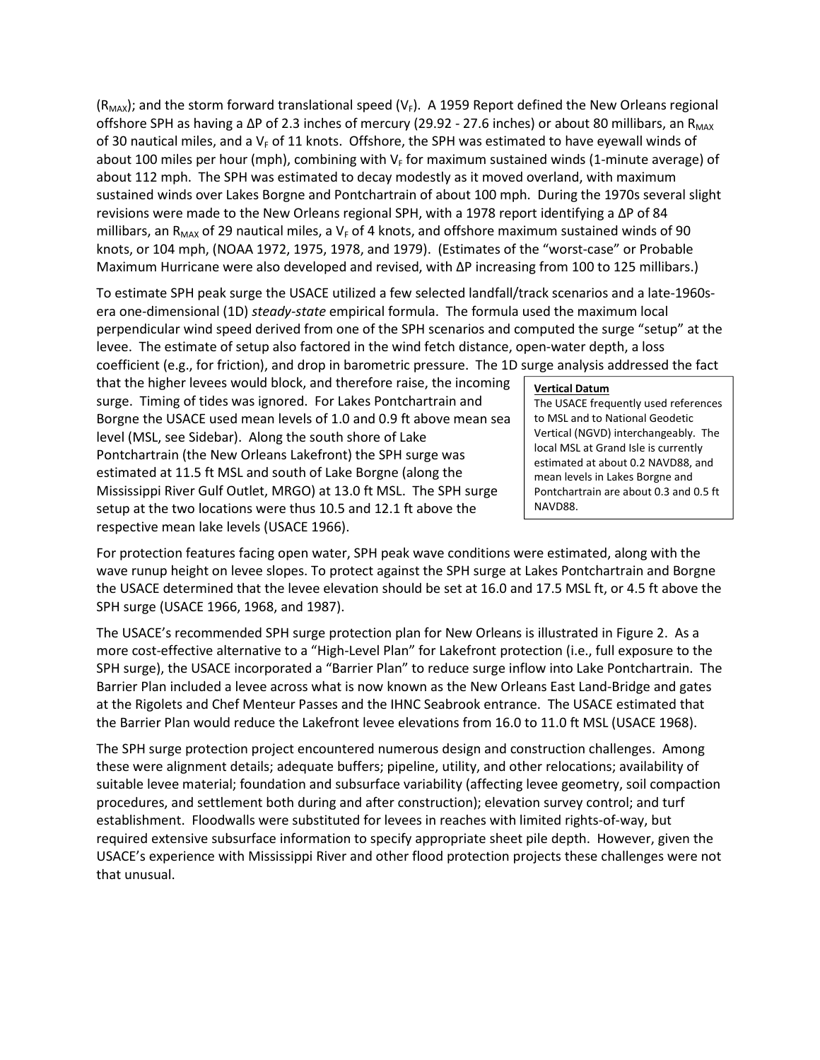($R_{MAX}$); and the storm forward translational speed ($V_F$). A 1959 Report defined the New Orleans regional offshore SPH as having a ΔP of 2.3 inches of mercury (29.92 - 27.6 inches) or about 80 millibars, an $R_{MAX}$ of 30 nautical miles, and a $V_F$ of 11 knots. Offshore, the SPH was estimated to have eyewall winds of about 100 miles per hour (mph), combining with $V_F$ for maximum sustained winds (1-minute average) of about 112 mph. The SPH was estimated to decay modestly as it moved overland, with maximum sustained winds over Lakes Borgne and Pontchartrain of about 100 mph. During the 1970s several slight revisions were made to the New Orleans regional SPH, with a 1978 report identifying a ΔP of 84 millibars, an $R_{MAX}$ of 29 nautical miles, a $V_F$ of 4 knots, and offshore maximum sustained winds of 90 knots, or 104 mph, (NOAA 1972, 1975, 1978, and 1979). (Estimates of the "worst-case" or Probable Maximum Hurricane were also developed and revised, with ΔP increasing from 100 to 125 millibars.)

To estimate SPH peak surge the USACE utilized a few selected landfall/track scenarios and a late-1960s-era one-dimensional (1D) *steady-state* empirical formula. The formula used the maximum local perpendicular wind speed derived from one of the SPH scenarios and computed the surge "setup" at the levee. The estimate of setup also factored in the wind fetch distance, open-water depth, a loss coefficient (e.g., for friction), and drop in barometric pressure. The 1D surge analysis addressed the fact that the higher levees would block, and therefore raise, the incoming surge. Timing of tides was ignored. For Lakes Pontchartrain and Borgne the USACE used mean levels of 1.0 and 0.9 ft above mean sea level (MSL, see Sidebar). Along the south shore of Lake Pontchartrain (the New Orleans Lakefront) the SPH surge was estimated at 11.5 ft MSL and south of Lake Borgne (along the Mississippi River Gulf Outlet, MRGO) at 13.0 ft MSL. The SPH surge setup at the two locations were thus 10.5 and 12.1 ft above the respective mean lake levels (USACE 1966).

> **Vertical Datum**
> The USACE frequently used references to MSL and to National Geodetic Vertical (NGVD) interchangeably. The local MSL at Grand Isle is currently estimated at about 0.2 NAVD88, and mean levels in Lakes Borgne and Pontchartrain are about 0.3 and 0.5 ft NAVD88.

For protection features facing open water, SPH peak wave conditions were estimated, along with the wave runup height on levee slopes. To protect against the SPH surge at Lakes Pontchartrain and Borgne the USACE determined that the levee elevation should be set at 16.0 and 17.5 MSL ft, or 4.5 ft above the SPH surge (USACE 1966, 1968, and 1987).

The USACE's recommended SPH surge protection plan for New Orleans is illustrated in Figure 2. As a more cost-effective alternative to a "High-Level Plan" for Lakefront protection (i.e., full exposure to the SPH surge), the USACE incorporated a "Barrier Plan" to reduce surge inflow into Lake Pontchartrain. The Barrier Plan included a levee across what is now known as the New Orleans East Land-Bridge and gates at the Rigolets and Chef Menteur Passes and the IHNC Seabrook entrance. The USACE estimated that the Barrier Plan would reduce the Lakefront levee elevations from 16.0 to 11.0 ft MSL (USACE 1968).

The SPH surge protection project encountered numerous design and construction challenges. Among these were alignment details; adequate buffers; pipeline, utility, and other relocations; availability of suitable levee material; foundation and subsurface variability (affecting levee geometry, soil compaction procedures, and settlement both during and after construction); elevation survey control; and turf establishment. Floodwalls were substituted for levees in reaches with limited rights-of-way, but required extensive subsurface information to specify appropriate sheet pile depth. However, given the USACE's experience with Mississippi River and other flood protection projects these challenges were not that unusual.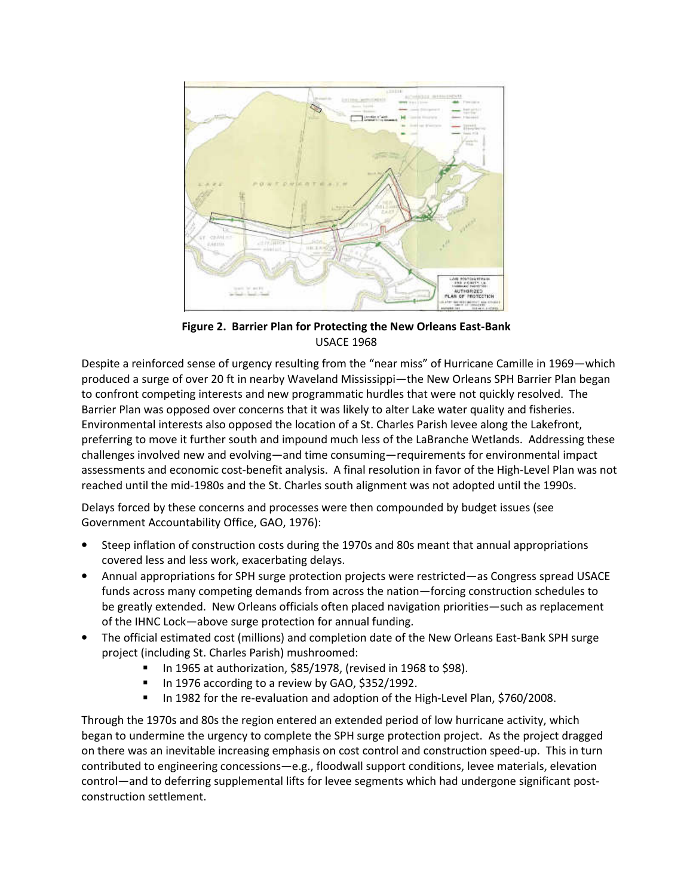**Figure 2. Barrier Plan for Protecting the New Orleans East-Bank**
USACE 1968

Despite a reinforced sense of urgency resulting from the "near miss" of Hurricane Camille in 1969—which produced a surge of over 20 ft in nearby Waveland Mississippi—the New Orleans SPH Barrier Plan began to confront competing interests and new programmatic hurdles that were not quickly resolved. The Barrier Plan was opposed over concerns that it was likely to alter Lake water quality and fisheries. Environmental interests also opposed the location of a St. Charles Parish levee along the Lakefront, preferring to move it further south and impound much less of the LaBranche Wetlands. Addressing these challenges involved new and evolving—and time consuming—requirements for environmental impact assessments and economic cost-benefit analysis. A final resolution in favor of the High-Level Plan was not reached until the mid-1980s and the St. Charles south alignment was not adopted until the 1990s.

Delays forced by these concerns and processes were then compounded by budget issues (see Government Accountability Office, GAO, 1976):

- Steep inflation of construction costs during the 1970s and 80s meant that annual appropriations covered less and less work, exacerbating delays.
- Annual appropriations for SPH surge protection projects were restricted—as Congress spread USACE funds across many competing demands from across the nation—forcing construction schedules to be greatly extended. New Orleans officials often placed navigation priorities—such as replacement of the IHNC Lock—above surge protection for annual funding.
- The official estimated cost (millions) and completion date of the New Orleans East-Bank SPH surge project (including St. Charles Parish) mushroomed:
  - In 1965 at authorization, $85/1978, (revised in 1968 to $98).
  - In 1976 according to a review by GAO, $352/1992.
  - In 1982 for the re-evaluation and adoption of the High-Level Plan, $760/2008.

Through the 1970s and 80s the region entered an extended period of low hurricane activity, which began to undermine the urgency to complete the SPH surge protection project. As the project dragged on there was an inevitable increasing emphasis on cost control and construction speed-up. This in turn contributed to engineering concessions—e.g., floodwall support conditions, levee materials, elevation control—and to deferring supplemental lifts for levee segments which had undergone significant post-construction settlement.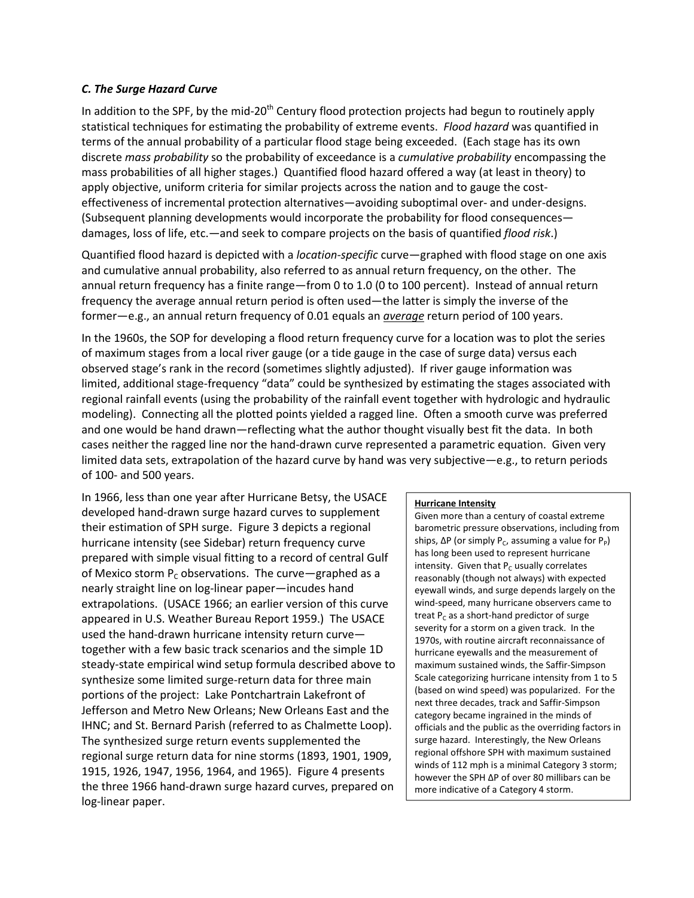### *C. The Surge Hazard Curve*

In addition to the SPF, by the mid-20th Century flood protection projects had begun to routinely apply statistical techniques for estimating the probability of extreme events. *Flood hazard* was quantified in terms of the annual probability of a particular flood stage being exceeded. (Each stage has its own discrete *mass probability* so the probability of exceedance is a *cumulative probability* encompassing the mass probabilities of all higher stages.) Quantified flood hazard offered a way (at least in theory) to apply objective, uniform criteria for similar projects across the nation and to gauge the cost-effectiveness of incremental protection alternatives—avoiding suboptimal over- and under-designs. (Subsequent planning developments would incorporate the probability for flood consequences—damages, loss of life, etc.—and seek to compare projects on the basis of quantified *flood risk*.)

Quantified flood hazard is depicted with a *location-specific* curve—graphed with flood stage on one axis and cumulative annual probability, also referred to as annual return frequency, on the other. The annual return frequency has a finite range—from 0 to 1.0 (0 to 100 percent). Instead of annual return frequency the average annual return period is often used—the latter is simply the inverse of the former—e.g., an annual return frequency of 0.01 equals an ***average*** return period of 100 years.

In the 1960s, the SOP for developing a flood return frequency curve for a location was to plot the series of maximum stages from a local river gauge (or a tide gauge in the case of surge data) versus each observed stage's rank in the record (sometimes slightly adjusted). If river gauge information was limited, additional stage-frequency "data" could be synthesized by estimating the stages associated with regional rainfall events (using the probability of the rainfall event together with hydrologic and hydraulic modeling). Connecting all the plotted points yielded a ragged line. Often a smooth curve was preferred and one would be hand drawn—reflecting what the author thought visually best fit the data. In both cases neither the ragged line nor the hand-drawn curve represented a parametric equation. Given very limited data sets, extrapolation of the hazard curve by hand was very subjective—e.g., to return periods of 100- and 500 years.

In 1966, less than one year after Hurricane Betsy, the USACE developed hand-drawn surge hazard curves to supplement their estimation of SPH surge. Figure 3 depicts a regional hurricane intensity (see Sidebar) return frequency curve prepared with simple visual fitting to a record of central Gulf of Mexico storm $P_C$ observations. The curve—graphed as a nearly straight line on log-linear paper—incudes hand extrapolations. (USACE 1966; an earlier version of this curve appeared in U.S. Weather Bureau Report 1959.) The USACE used the hand-drawn hurricane intensity return curve—together with a few basic track scenarios and the simple 1D steady-state empirical wind setup formula described above to synthesize some limited surge-return data for three main portions of the project: Lake Pontchartrain Lakefront of Jefferson and Metro New Orleans; New Orleans East and the IHNC; and St. Bernard Parish (referred to as Chalmette Loop). The synthesized surge return events supplemented the regional surge return data for nine storms (1893, 1901, 1909, 1915, 1926, 1947, 1956, 1964, and 1965). Figure 4 presents the three 1966 hand-drawn surge hazard curves, prepared on log-linear paper.

**Hurricane Intensity**

Given more than a century of coastal extreme barometric pressure observations, including from ships, $\Delta P$ (or simply $P_C$, assuming a value for $P_P$) has long been used to represent hurricane intensity. Given that $P_C$ usually correlates reasonably (though not always) with expected eyewall winds, and surge depends largely on the wind-speed, many hurricane observers came to treat $P_C$ as a short-hand predictor of surge severity for a storm on a given track. In the 1970s, with routine aircraft reconnaissance of hurricane eyewalls and the measurement of maximum sustained winds, the Saffir-Simpson Scale categorizing hurricane intensity from 1 to 5 (based on wind speed) was popularized. For the next three decades, track and Saffir-Simpson category became ingrained in the minds of officials and the public as the overriding factors in surge hazard. Interestingly, the New Orleans regional offshore SPH with maximum sustained winds of 112 mph is a minimal Category 3 storm; however the SPH $\Delta P$ of over 80 millibars can be more indicative of a Category 4 storm.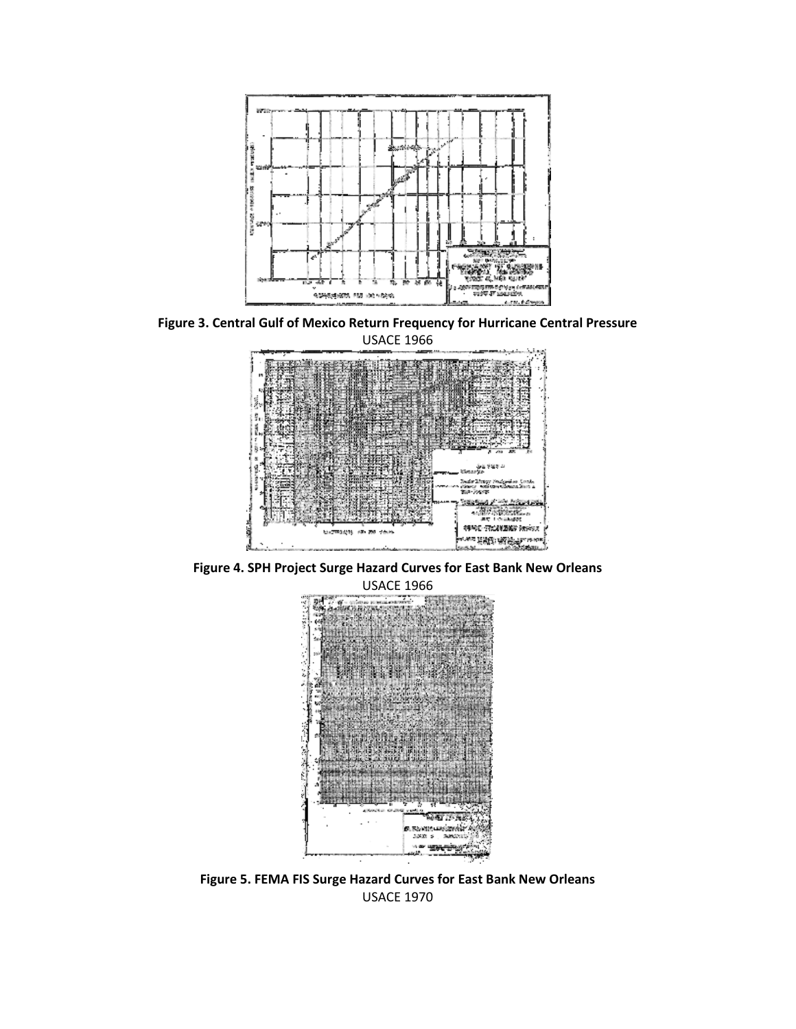**Figure 3. Central Gulf of Mexico Return Frequency for Hurricane Central Pressure**

USACE 1966

**Figure 4. SPH Project Surge Hazard Curves for East Bank New Orleans**

USACE 1966

**Figure 5. FEMA FIS Surge Hazard Curves for East Bank New Orleans**

USACE 1970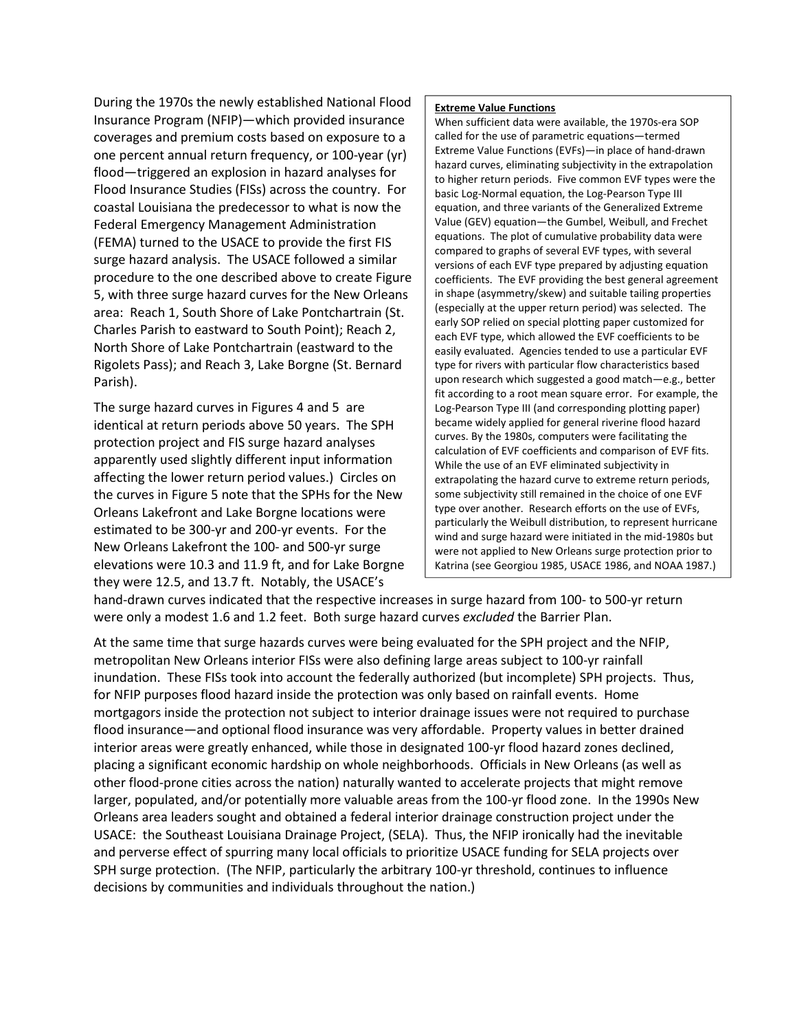During the 1970s the newly established National Flood Insurance Program (NFIP)—which provided insurance coverages and premium costs based on exposure to a one percent annual return frequency, or 100-year (yr) flood—triggered an explosion in hazard analyses for Flood Insurance Studies (FISs) across the country. For coastal Louisiana the predecessor to what is now the Federal Emergency Management Administration (FEMA) turned to the USACE to provide the first FIS surge hazard analysis. The USACE followed a similar procedure to the one described above to create Figure 5, with three surge hazard curves for the New Orleans area: Reach 1, South Shore of Lake Pontchartrain (St. Charles Parish to eastward to South Point); Reach 2, North Shore of Lake Pontchartrain (eastward to the Rigolets Pass); and Reach 3, Lake Borgne (St. Bernard Parish).

The surge hazard curves in Figures 4 and 5 are identical at return periods above 50 years. The SPH protection project and FIS surge hazard analyses apparently used slightly different input information affecting the lower return period values.) Circles on the curves in Figure 5 note that the SPHs for the New Orleans Lakefront and Lake Borgne locations were estimated to be 300-yr and 200-yr events. For the New Orleans Lakefront the 100- and 500-yr surge elevations were 10.3 and 11.9 ft, and for Lake Borgne they were 12.5, and 13.7 ft. Notably, the USACE's hand-drawn curves indicated that the respective increases in surge hazard from 100- to 500-yr return were only a modest 1.6 and 1.2 feet. Both surge hazard curves *excluded* the Barrier Plan.

> **Extreme Value Functions**
>
> When sufficient data were available, the 1970s-era SOP called for the use of parametric equations—termed Extreme Value Functions (EVFs)—in place of hand-drawn hazard curves, eliminating subjectivity in the extrapolation to higher return periods. Five common EVF types were the basic Log-Normal equation, the Log-Pearson Type III equation, and three variants of the Generalized Extreme Value (GEV) equation—the Gumbel, Weibull, and Frechet equations. The plot of cumulative probability data were compared to graphs of several EVF types, with several versions of each EVF type prepared by adjusting equation coefficients. The EVF providing the best general agreement in shape (asymmetry/skew) and suitable tailing properties (especially at the upper return period) was selected. The early SOP relied on special plotting paper customized for each EVF type, which allowed the EVF coefficients to be easily evaluated. Agencies tended to use a particular EVF type for rivers with particular flow characteristics based upon research which suggested a good match—e.g., better fit according to a root mean square error. For example, the Log-Pearson Type III (and corresponding plotting paper) became widely applied for general riverine flood hazard curves. By the 1980s, computers were facilitating the calculation of EVF coefficients and comparison of EVF fits. While the use of an EVF eliminated subjectivity in extrapolating the hazard curve to extreme return periods, some subjectivity still remained in the choice of one EVF type over another. Research efforts on the use of EVFs, particularly the Weibull distribution, to represent hurricane wind and surge hazard were initiated in the mid-1980s but were not applied to New Orleans surge protection prior to Katrina (see Georgiou 1985, USACE 1986, and NOAA 1987.)

At the same time that surge hazards curves were being evaluated for the SPH project and the NFIP, metropolitan New Orleans interior FISs were also defining large areas subject to 100-yr rainfall inundation. These FISs took into account the federally authorized (but incomplete) SPH projects. Thus, for NFIP purposes flood hazard inside the protection was only based on rainfall events. Home mortgagors inside the protection not subject to interior drainage issues were not required to purchase flood insurance—and optional flood insurance was very affordable. Property values in better drained interior areas were greatly enhanced, while those in designated 100-yr flood hazard zones declined, placing a significant economic hardship on whole neighborhoods. Officials in New Orleans (as well as other flood-prone cities across the nation) naturally wanted to accelerate projects that might remove larger, populated, and/or potentially more valuable areas from the 100-yr flood zone. In the 1990s New Orleans area leaders sought and obtained a federal interior drainage construction project under the USACE: the Southeast Louisiana Drainage Project, (SELA). Thus, the NFIP ironically had the inevitable and perverse effect of spurring many local officials to prioritize USACE funding for SELA projects over SPH surge protection. (The NFIP, particularly the arbitrary 100-yr threshold, continues to influence decisions by communities and individuals throughout the nation.)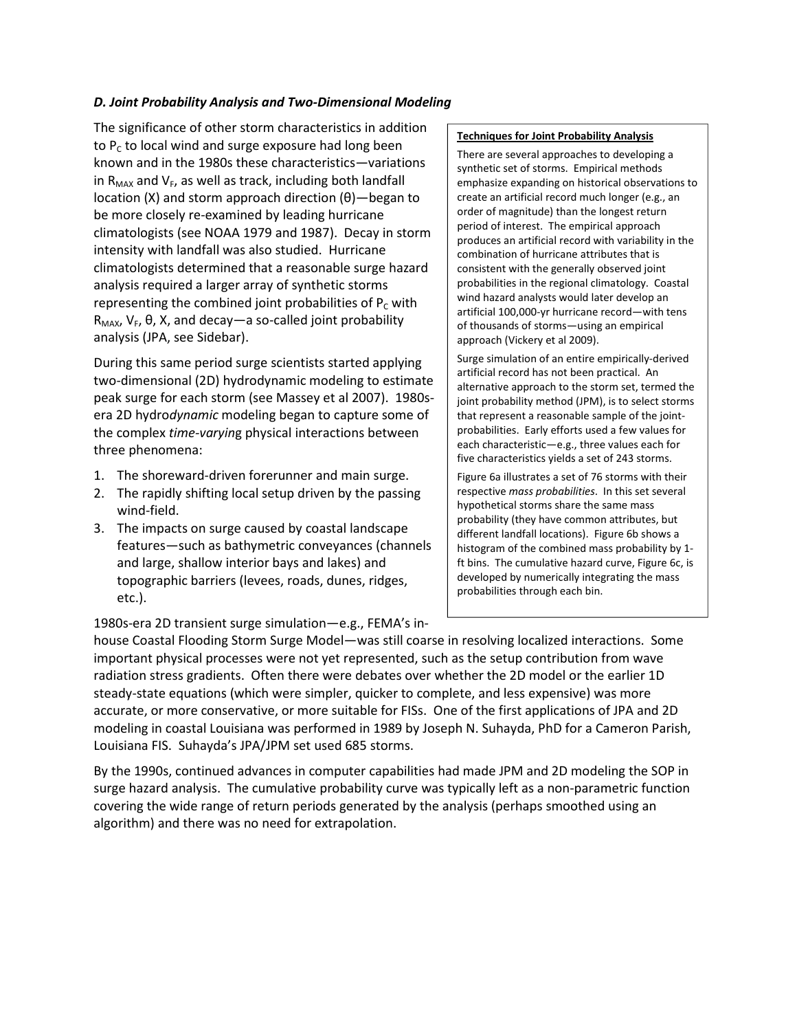### *D. Joint Probability Analysis and Two-Dimensional Modeling*

The significance of other storm characteristics in addition to $P_C$ to local wind and surge exposure had long been known and in the 1980s these characteristics—variations in $R_{MAX}$ and $V_F$, as well as track, including both landfall location (X) and storm approach direction (θ)—began to be more closely re-examined by leading hurricane climatologists (see NOAA 1979 and 1987). Decay in storm intensity with landfall was also studied. Hurricane climatologists determined that a reasonable surge hazard analysis required a larger array of synthetic storms representing the combined joint probabilities of $P_C$ with $R_{MAX}$, $V_F$, θ, X, and decay—a so-called joint probability analysis (JPA, see Sidebar).

During this same period surge scientists started applying two-dimensional (2D) hydrodynamic modeling to estimate peak surge for each storm (see Massey et al 2007). 1980s-era 2D hydro*dynamic* modeling began to capture some of the complex *time-varying* physical interactions between three phenomena:

1. The shoreward-driven forerunner and main surge.
2. The rapidly shifting local setup driven by the passing wind-field.
3. The impacts on surge caused by coastal landscape features—such as bathymetric conveyances (channels and large, shallow interior bays and lakes) and topographic barriers (levees, roads, dunes, ridges, etc.).

1980s-era 2D transient surge simulation—e.g., FEMA's in-house Coastal Flooding Storm Surge Model—was still coarse in resolving localized interactions. Some important physical processes were not yet represented, such as the setup contribution from wave radiation stress gradients. Often there were debates over whether the 2D model or the earlier 1D steady-state equations (which were simpler, quicker to complete, and less expensive) was more accurate, or more conservative, or more suitable for FISs. One of the first applications of JPA and 2D modeling in coastal Louisiana was performed in 1989 by Joseph N. Suhayda, PhD for a Cameron Parish, Louisiana FIS. Suhayda's JPA/JPM set used 685 storms.

By the 1990s, continued advances in computer capabilities had made JPM and 2D modeling the SOP in surge hazard analysis. The cumulative probability curve was typically left as a non-parametric function covering the wide range of return periods generated by the analysis (perhaps smoothed using an algorithm) and there was no need for extrapolation.

---

**Techniques for Joint Probability Analysis**

There are several approaches to developing a synthetic set of storms. Empirical methods emphasize expanding on historical observations to create an artificial record much longer (e.g., an order of magnitude) than the longest return period of interest. The empirical approach produces an artificial record with variability in the combination of hurricane attributes that is consistent with the generally observed joint probabilities in the regional climatology. Coastal wind hazard analysts would later develop an artificial 100,000-yr hurricane record—with tens of thousands of storms—using an empirical approach (Vickery et al 2009).

Surge simulation of an entire empirically-derived artificial record has not been practical. An alternative approach to the storm set, termed the joint probability method (JPM), is to select storms that represent a reasonable sample of the joint-probabilities. Early efforts used a few values for each characteristic—e.g., three values each for five characteristics yields a set of 243 storms.

Figure 6a illustrates a set of 76 storms with their respective *mass probabilities*. In this set several hypothetical storms share the same mass probability (they have common attributes, but different landfall locations). Figure 6b shows a histogram of the combined mass probability by 1-ft bins. The cumulative hazard curve, Figure 6c, is developed by numerically integrating the mass probabilities through each bin.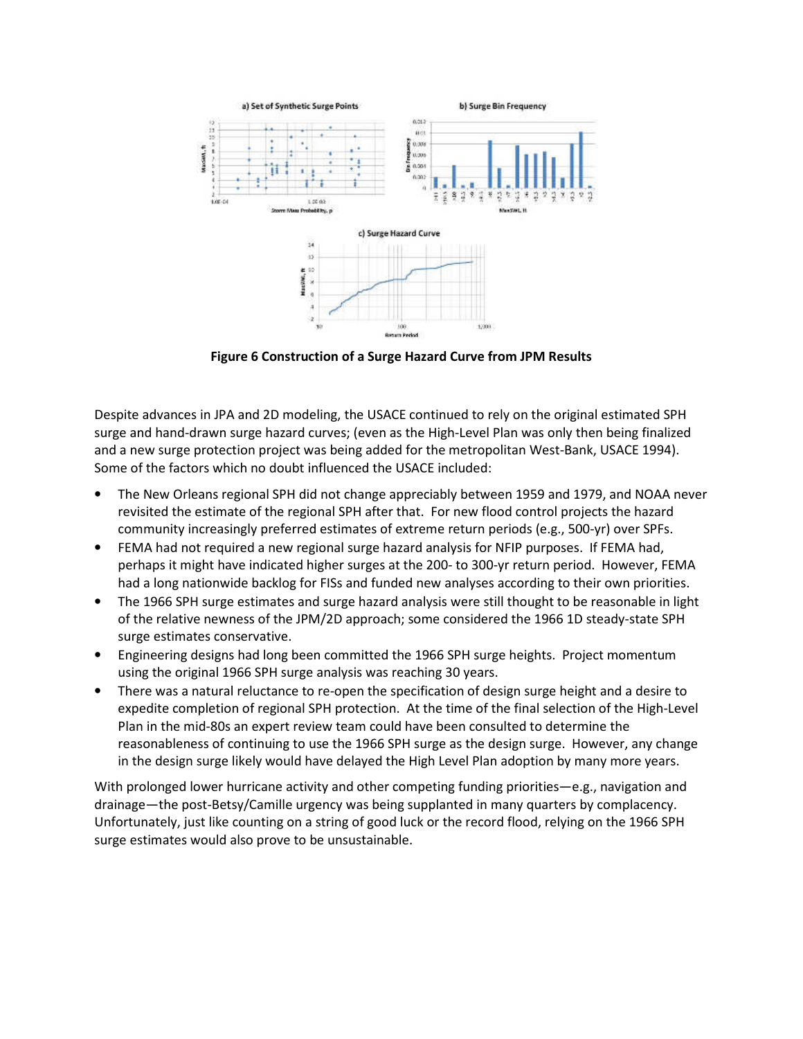**Figure 6 Construction of a Surge Hazard Curve from JPM Results**

Despite advances in JPA and 2D modeling, the USACE continued to rely on the original estimated SPH surge and hand-drawn surge hazard curves; (even as the High-Level Plan was only then being finalized and a new surge protection project was being added for the metropolitan West-Bank, USACE 1994). Some of the factors which no doubt influenced the USACE included:

- The New Orleans regional SPH did not change appreciably between 1959 and 1979, and NOAA never revisited the estimate of the regional SPH after that. For new flood control projects the hazard community increasingly preferred estimates of extreme return periods (e.g., 500-yr) over SPFs.
- FEMA had not required a new regional surge hazard analysis for NFIP purposes. If FEMA had, perhaps it might have indicated higher surges at the 200- to 300-yr return period. However, FEMA had a long nationwide backlog for FISs and funded new analyses according to their own priorities.
- The 1966 SPH surge estimates and surge hazard analysis were still thought to be reasonable in light of the relative newness of the JPM/2D approach; some considered the 1966 1D steady-state SPH surge estimates conservative.
- Engineering designs had long been committed the 1966 SPH surge heights. Project momentum using the original 1966 SPH surge analysis was reaching 30 years.
- There was a natural reluctance to re-open the specification of design surge height and a desire to expedite completion of regional SPH protection. At the time of the final selection of the High-Level Plan in the mid-80s an expert review team could have been consulted to determine the reasonableness of continuing to use the 1966 SPH surge as the design surge. However, any change in the design surge likely would have delayed the High Level Plan adoption by many more years.

With prolonged lower hurricane activity and other competing funding priorities—e.g., navigation and drainage—the post-Betsy/Camille urgency was being supplanted in many quarters by complacency. Unfortunately, just like counting on a string of good luck or the record flood, relying on the 1966 SPH surge estimates would also prove to be unsustainable.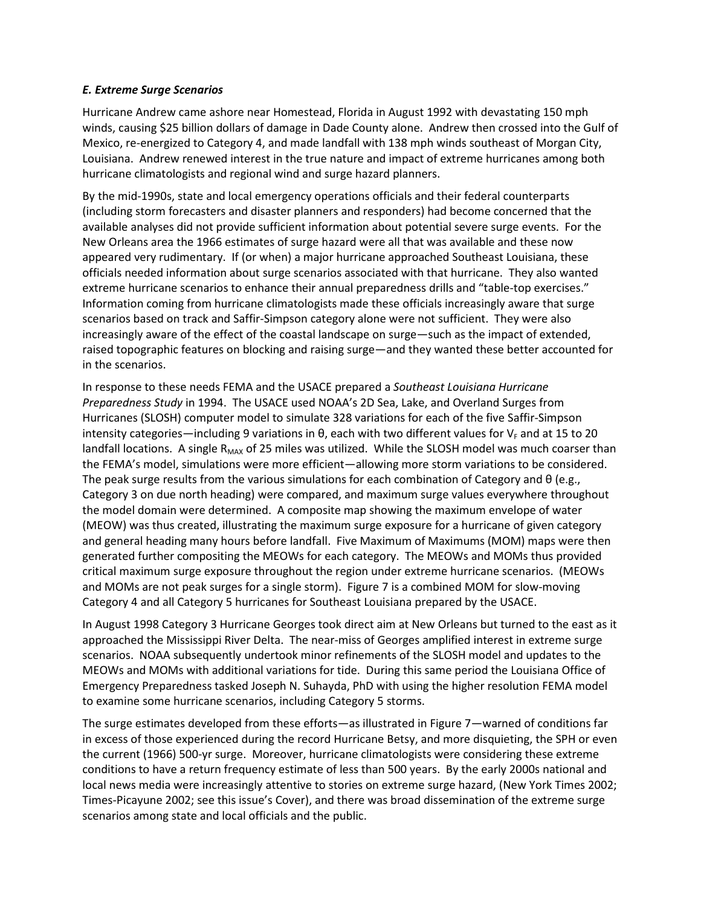### *E. Extreme Surge Scenarios*

Hurricane Andrew came ashore near Homestead, Florida in August 1992 with devastating 150 mph winds, causing $25 billion dollars of damage in Dade County alone. Andrew then crossed into the Gulf of Mexico, re-energized to Category 4, and made landfall with 138 mph winds southeast of Morgan City, Louisiana. Andrew renewed interest in the true nature and impact of extreme hurricanes among both hurricane climatologists and regional wind and surge hazard planners.

By the mid-1990s, state and local emergency operations officials and their federal counterparts (including storm forecasters and disaster planners and responders) had become concerned that the available analyses did not provide sufficient information about potential severe surge events. For the New Orleans area the 1966 estimates of surge hazard were all that was available and these now appeared very rudimentary. If (or when) a major hurricane approached Southeast Louisiana, these officials needed information about surge scenarios associated with that hurricane. They also wanted extreme hurricane scenarios to enhance their annual preparedness drills and "table-top exercises." Information coming from hurricane climatologists made these officials increasingly aware that surge scenarios based on track and Saffir-Simpson category alone were not sufficient. They were also increasingly aware of the effect of the coastal landscape on surge—such as the impact of extended, raised topographic features on blocking and raising surge—and they wanted these better accounted for in the scenarios.

In response to these needs FEMA and the USACE prepared a *Southeast Louisiana Hurricane Preparedness Study* in 1994. The USACE used NOAA's 2D Sea, Lake, and Overland Surges from Hurricanes (SLOSH) computer model to simulate 328 variations for each of the five Saffir-Simpson intensity categories—including 9 variations in θ, each with two different values for $V_F$ and at 15 to 20 landfall locations. A single $R_{MAX}$ of 25 miles was utilized. While the SLOSH model was much coarser than the FEMA's model, simulations were more efficient—allowing more storm variations to be considered. The peak surge results from the various simulations for each combination of Category and θ (e.g., Category 3 on due north heading) were compared, and maximum surge values everywhere throughout the model domain were determined. A composite map showing the maximum envelope of water (MEOW) was thus created, illustrating the maximum surge exposure for a hurricane of given category and general heading many hours before landfall. Five Maximum of Maximums (MOM) maps were then generated further compositing the MEOWs for each category. The MEOWs and MOMs thus provided critical maximum surge exposure throughout the region under extreme hurricane scenarios. (MEOWs and MOMs are not peak surges for a single storm). Figure 7 is a combined MOM for slow-moving Category 4 and all Category 5 hurricanes for Southeast Louisiana prepared by the USACE.

In August 1998 Category 3 Hurricane Georges took direct aim at New Orleans but turned to the east as it approached the Mississippi River Delta. The near-miss of Georges amplified interest in extreme surge scenarios. NOAA subsequently undertook minor refinements of the SLOSH model and updates to the MEOWs and MOMs with additional variations for tide. During this same period the Louisiana Office of Emergency Preparedness tasked Joseph N. Suhayda, PhD with using the higher resolution FEMA model to examine some hurricane scenarios, including Category 5 storms.

The surge estimates developed from these efforts—as illustrated in Figure 7—warned of conditions far in excess of those experienced during the record Hurricane Betsy, and more disquieting, the SPH or even the current (1966) 500-yr surge. Moreover, hurricane climatologists were considering these extreme conditions to have a return frequency estimate of less than 500 years. By the early 2000s national and local news media were increasingly attentive to stories on extreme surge hazard, (New York Times 2002; Times-Picayune 2002; see this issue's Cover), and there was broad dissemination of the extreme surge scenarios among state and local officials and the public.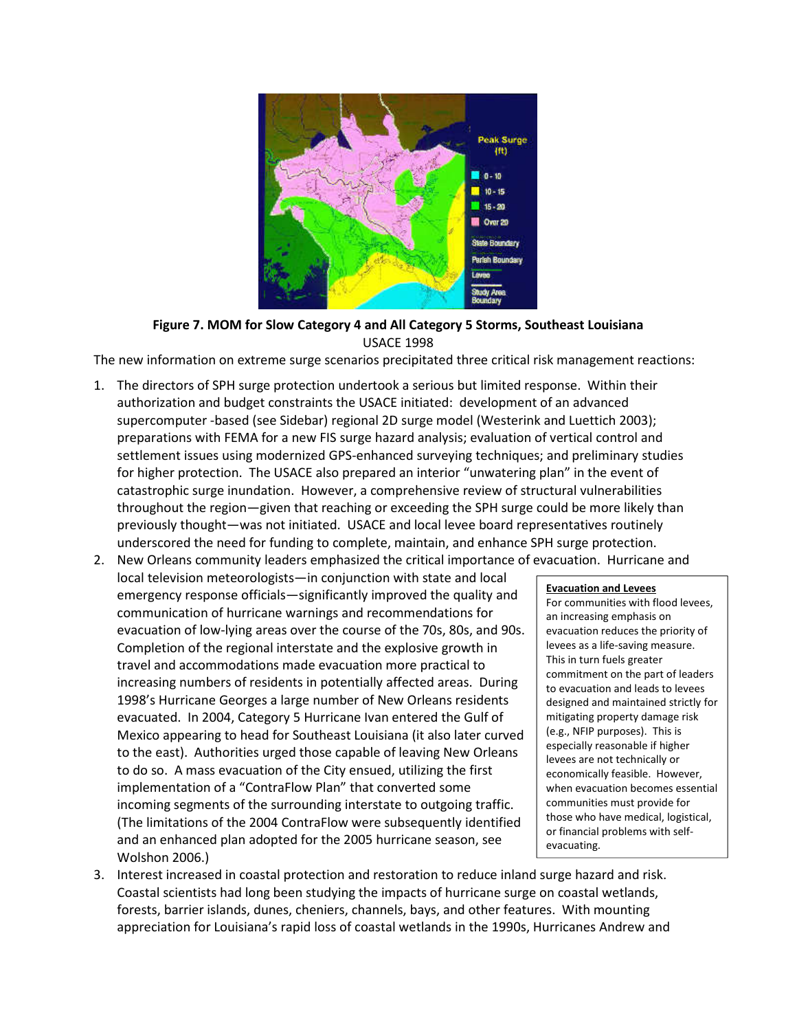**Figure 7. MOM for Slow Category 4 and All Category 5 Storms, Southeast Louisiana**

USACE 1998

The new information on extreme surge scenarios precipitated three critical risk management reactions:

1. The directors of SPH surge protection undertook a serious but limited response. Within their authorization and budget constraints the USACE initiated: development of an advanced supercomputer -based (see Sidebar) regional 2D surge model (Westerink and Luettich 2003); preparations with FEMA for a new FIS surge hazard analysis; evaluation of vertical control and settlement issues using modernized GPS-enhanced surveying techniques; and preliminary studies for higher protection. The USACE also prepared an interior "unwatering plan" in the event of catastrophic surge inundation. However, a comprehensive review of structural vulnerabilities throughout the region—given that reaching or exceeding the SPH surge could be more likely than previously thought—was not initiated. USACE and local levee board representatives routinely underscored the need for funding to complete, maintain, and enhance SPH surge protection.
2. New Orleans community leaders emphasized the critical importance of evacuation. Hurricane and local television meteorologists—in conjunction with state and local emergency response officials—significantly improved the quality and communication of hurricane warnings and recommendations for evacuation of low-lying areas over the course of the 70s, 80s, and 90s. Completion of the regional interstate and the explosive growth in travel and accommodations made evacuation more practical to increasing numbers of residents in potentially affected areas. During 1998's Hurricane Georges a large number of New Orleans residents evacuated. In 2004, Category 5 Hurricane Ivan entered the Gulf of Mexico appearing to head for Southeast Louisiana (it also later curved to the east). Authorities urged those capable of leaving New Orleans to do so. A mass evacuation of the City ensued, utilizing the first implementation of a "ContraFlow Plan" that converted some incoming segments of the surrounding interstate to outgoing traffic. (The limitations of the 2004 ContraFlow were subsequently identified and an enhanced plan adopted for the 2005 hurricane season, see Wolshon 2006.)
3. Interest increased in coastal protection and restoration to reduce inland surge hazard and risk. Coastal scientists had long been studying the impacts of hurricane surge on coastal wetlands, forests, barrier islands, dunes, cheniers, channels, bays, and other features. With mounting appreciation for Louisiana's rapid loss of coastal wetlands in the 1990s, Hurricanes Andrew and

**Evacuation and Levees**

For communities with flood levees, an increasing emphasis on evacuation reduces the priority of levees as a life-saving measure. This in turn fuels greater commitment on the part of leaders to evacuation and leads to levees designed and maintained strictly for mitigating property damage risk (e.g., NFIP purposes). This is especially reasonable if higher levees are not technically or economically feasible. However, when evacuation becomes essential communities must provide for those who have medical, logistical, or financial problems with self-evacuating.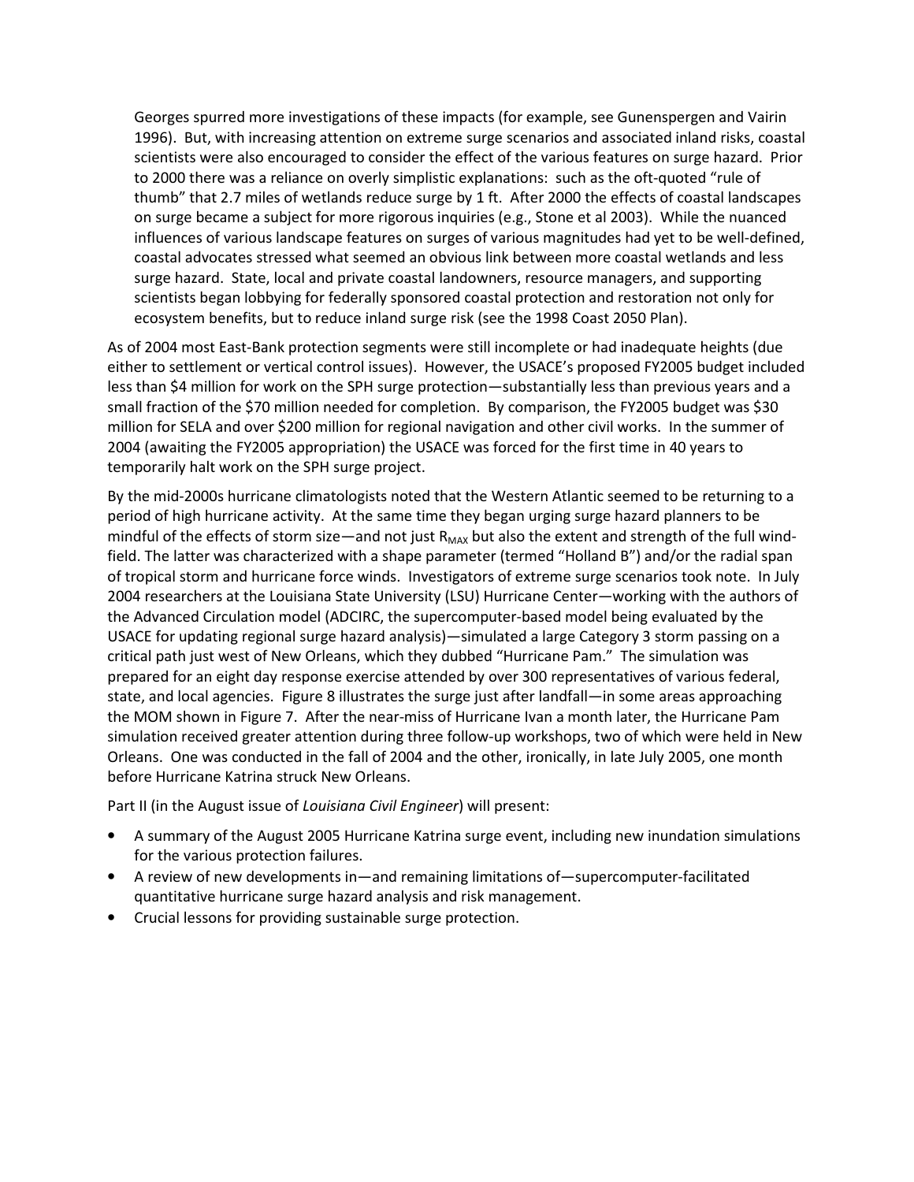Georges spurred more investigations of these impacts (for example, see Gunenspergen and Vairin 1996). But, with increasing attention on extreme surge scenarios and associated inland risks, coastal scientists were also encouraged to consider the effect of the various features on surge hazard. Prior to 2000 there was a reliance on overly simplistic explanations: such as the oft-quoted "rule of thumb" that 2.7 miles of wetlands reduce surge by 1 ft. After 2000 the effects of coastal landscapes on surge became a subject for more rigorous inquiries (e.g., Stone et al 2003). While the nuanced influences of various landscape features on surges of various magnitudes had yet to be well-defined, coastal advocates stressed what seemed an obvious link between more coastal wetlands and less surge hazard. State, local and private coastal landowners, resource managers, and supporting scientists began lobbying for federally sponsored coastal protection and restoration not only for ecosystem benefits, but to reduce inland surge risk (see the 1998 Coast 2050 Plan).

As of 2004 most East-Bank protection segments were still incomplete or had inadequate heights (due either to settlement or vertical control issues). However, the USACE's proposed FY2005 budget included less than $4 million for work on the SPH surge protection—substantially less than previous years and a small fraction of the $70 million needed for completion. By comparison, the FY2005 budget was $30 million for SELA and over $200 million for regional navigation and other civil works. In the summer of 2004 (awaiting the FY2005 appropriation) the USACE was forced for the first time in 40 years to temporarily halt work on the SPH surge project.

By the mid-2000s hurricane climatologists noted that the Western Atlantic seemed to be returning to a period of high hurricane activity. At the same time they began urging surge hazard planners to be mindful of the effects of storm size—and not just $R_{MAX}$ but also the extent and strength of the full wind-field. The latter was characterized with a shape parameter (termed "Holland B") and/or the radial span of tropical storm and hurricane force winds. Investigators of extreme surge scenarios took note. In July 2004 researchers at the Louisiana State University (LSU) Hurricane Center—working with the authors of the Advanced Circulation model (ADCIRC, the supercomputer-based model being evaluated by the USACE for updating regional surge hazard analysis)—simulated a large Category 3 storm passing on a critical path just west of New Orleans, which they dubbed "Hurricane Pam." The simulation was prepared for an eight day response exercise attended by over 300 representatives of various federal, state, and local agencies. Figure 8 illustrates the surge just after landfall—in some areas approaching the MOM shown in Figure 7. After the near-miss of Hurricane Ivan a month later, the Hurricane Pam simulation received greater attention during three follow-up workshops, two of which were held in New Orleans. One was conducted in the fall of 2004 and the other, ironically, in late July 2005, one month before Hurricane Katrina struck New Orleans.

Part II (in the August issue of *Louisiana Civil Engineer*) will present:

- A summary of the August 2005 Hurricane Katrina surge event, including new inundation simulations for the various protection failures.
- A review of new developments in—and remaining limitations of—supercomputer-facilitated quantitative hurricane surge hazard analysis and risk management.
- Crucial lessons for providing sustainable surge protection.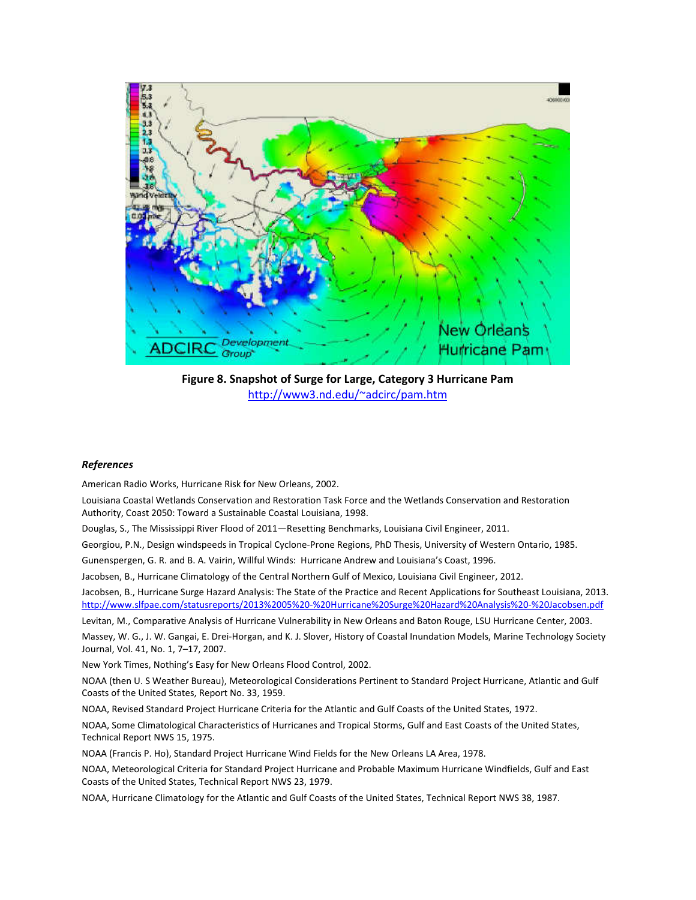**Figure 8. Snapshot of Surge for Large, Category 3 Hurricane Pam**
http://www3.nd.edu/~adcirc/pam.htm

### *References*

American Radio Works, Hurricane Risk for New Orleans, 2002.

Louisiana Coastal Wetlands Conservation and Restoration Task Force and the Wetlands Conservation and Restoration Authority, Coast 2050: Toward a Sustainable Coastal Louisiana, 1998.

Douglas, S., The Mississippi River Flood of 2011—Resetting Benchmarks, Louisiana Civil Engineer, 2011.

Georgiou, P.N., Design windspeeds in Tropical Cyclone-Prone Regions, PhD Thesis, University of Western Ontario, 1985.

Gunenspergen, G. R. and B. A. Vairin, Willful Winds: Hurricane Andrew and Louisiana's Coast, 1996.

Jacobsen, B., Hurricane Climatology of the Central Northern Gulf of Mexico, Louisiana Civil Engineer, 2012.

Jacobsen, B., Hurricane Surge Hazard Analysis: The State of the Practice and Recent Applications for Southeast Louisiana, 2013. http://www.slfpae.com/statusreports/2013%2005%20-%20Hurricane%20Surge%20Hazard%20Analysis%20-%20Jacobsen.pdf

Levitan, M., Comparative Analysis of Hurricane Vulnerability in New Orleans and Baton Rouge, LSU Hurricane Center, 2003.

Massey, W. G., J. W. Gangai, E. Drei-Horgan, and K. J. Slover, History of Coastal Inundation Models, Marine Technology Society Journal, Vol. 41, No. 1, 7–17, 2007.

New York Times, Nothing's Easy for New Orleans Flood Control, 2002.

NOAA (then U. S Weather Bureau), Meteorological Considerations Pertinent to Standard Project Hurricane, Atlantic and Gulf Coasts of the United States, Report No. 33, 1959.

NOAA, Revised Standard Project Hurricane Criteria for the Atlantic and Gulf Coasts of the United States, 1972.

NOAA, Some Climatological Characteristics of Hurricanes and Tropical Storms, Gulf and East Coasts of the United States, Technical Report NWS 15, 1975.

NOAA (Francis P. Ho), Standard Project Hurricane Wind Fields for the New Orleans LA Area, 1978.

NOAA, Meteorological Criteria for Standard Project Hurricane and Probable Maximum Hurricane Windfields, Gulf and East Coasts of the United States, Technical Report NWS 23, 1979.

NOAA, Hurricane Climatology for the Atlantic and Gulf Coasts of the United States, Technical Report NWS 38, 1987.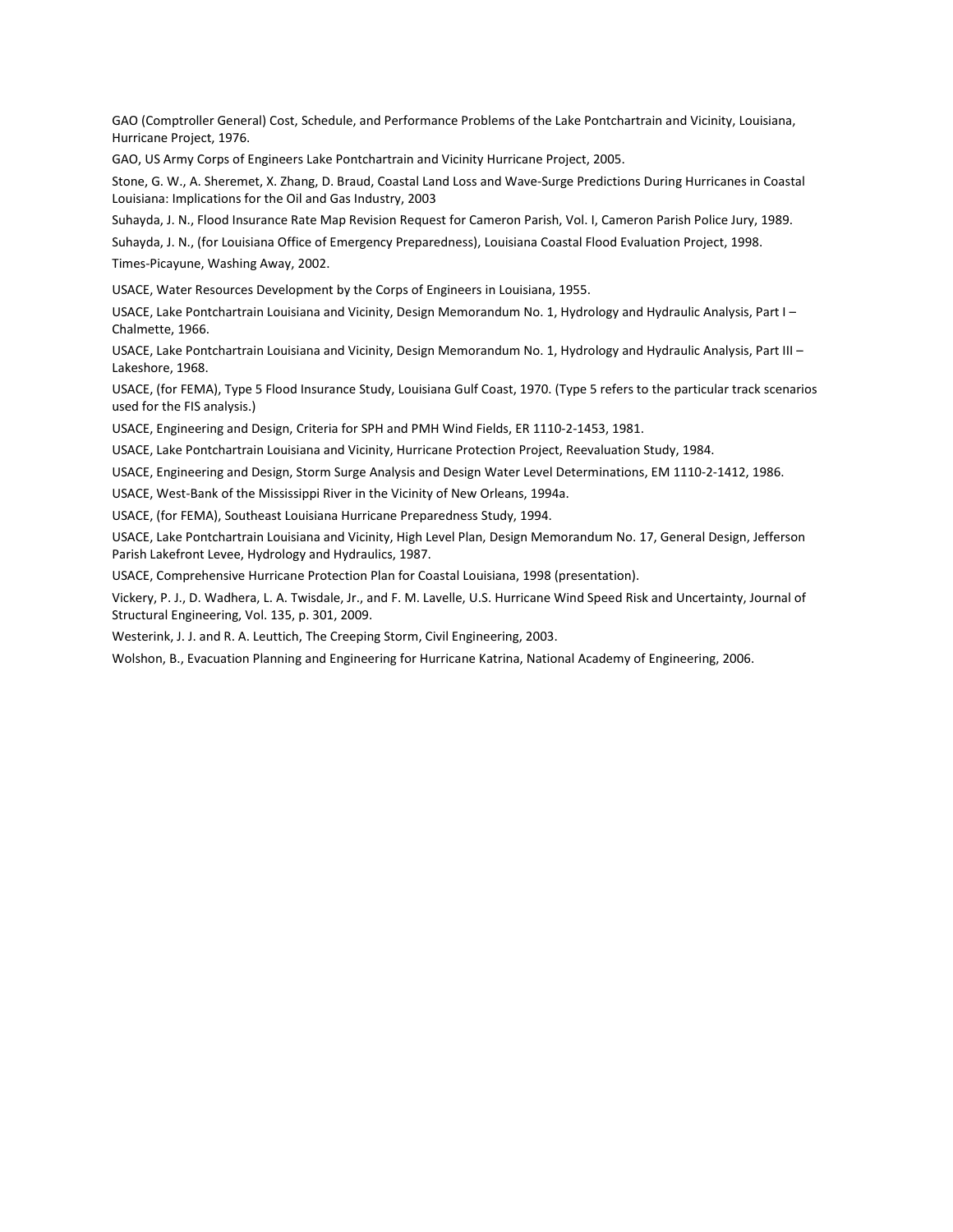GAO (Comptroller General) Cost, Schedule, and Performance Problems of the Lake Pontchartrain and Vicinity, Louisiana, Hurricane Project, 1976.

GAO, US Army Corps of Engineers Lake Pontchartrain and Vicinity Hurricane Project, 2005.

Stone, G. W., A. Sheremet, X. Zhang, D. Braud, Coastal Land Loss and Wave-Surge Predictions During Hurricanes in Coastal Louisiana: Implications for the Oil and Gas Industry, 2003

Suhayda, J. N., Flood Insurance Rate Map Revision Request for Cameron Parish, Vol. I, Cameron Parish Police Jury, 1989.

Suhayda, J. N., (for Louisiana Office of Emergency Preparedness), Louisiana Coastal Flood Evaluation Project, 1998.

Times-Picayune, Washing Away, 2002.

USACE, Water Resources Development by the Corps of Engineers in Louisiana, 1955.

USACE, Lake Pontchartrain Louisiana and Vicinity, Design Memorandum No. 1, Hydrology and Hydraulic Analysis, Part I – Chalmette, 1966.

USACE, Lake Pontchartrain Louisiana and Vicinity, Design Memorandum No. 1, Hydrology and Hydraulic Analysis, Part III – Lakeshore, 1968.

USACE, (for FEMA), Type 5 Flood Insurance Study, Louisiana Gulf Coast, 1970. (Type 5 refers to the particular track scenarios used for the FIS analysis.)

USACE, Engineering and Design, Criteria for SPH and PMH Wind Fields, ER 1110-2-1453, 1981.

USACE, Lake Pontchartrain Louisiana and Vicinity, Hurricane Protection Project, Reevaluation Study, 1984.

USACE, Engineering and Design, Storm Surge Analysis and Design Water Level Determinations, EM 1110-2-1412, 1986.

USACE, West-Bank of the Mississippi River in the Vicinity of New Orleans, 1994a.

USACE, (for FEMA), Southeast Louisiana Hurricane Preparedness Study, 1994.

USACE, Lake Pontchartrain Louisiana and Vicinity, High Level Plan, Design Memorandum No. 17, General Design, Jefferson Parish Lakefront Levee, Hydrology and Hydraulics, 1987.

USACE, Comprehensive Hurricane Protection Plan for Coastal Louisiana, 1998 (presentation).

Vickery, P. J., D. Wadhera, L. A. Twisdale, Jr., and F. M. Lavelle, U.S. Hurricane Wind Speed Risk and Uncertainty, Journal of Structural Engineering, Vol. 135, p. 301, 2009.

Westerink, J. J. and R. A. Leuttich, The Creeping Storm, Civil Engineering, 2003.

Wolshon, B., Evacuation Planning and Engineering for Hurricane Katrina, National Academy of Engineering, 2006.